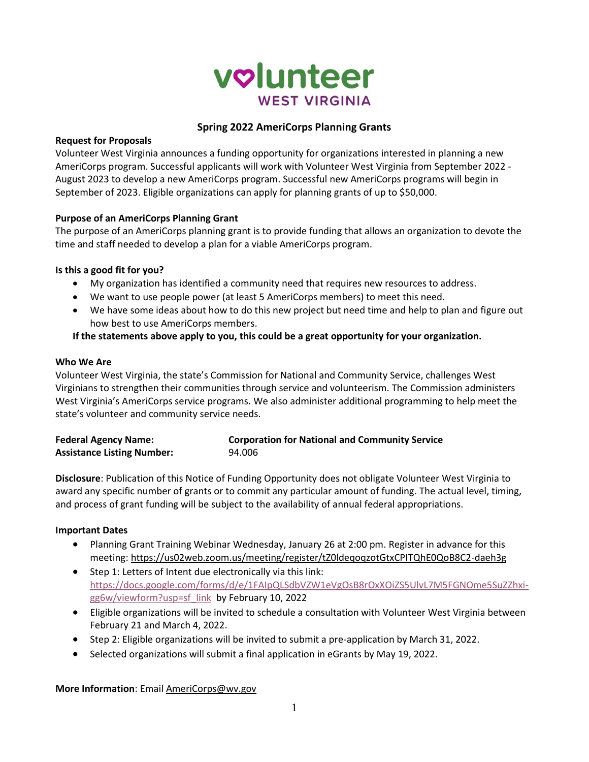volunteer
WEST VIRGINIA

# Spring 2022 AmeriCorps Planning Grants

**Request for Proposals**
Volunteer West Virginia announces a funding opportunity for organizations interested in planning a new AmeriCorps program. Successful applicants will work with Volunteer West Virginia from September 2022 - August 2023 to develop a new AmeriCorps program. Successful new AmeriCorps programs will begin in September of 2023. Eligible organizations can apply for planning grants of up to $50,000.

**Purpose of an AmeriCorps Planning Grant**
The purpose of an AmeriCorps planning grant is to provide funding that allows an organization to devote the time and staff needed to develop a plan for a viable AmeriCorps program.

**Is this a good fit for you?**

- My organization has identified a community need that requires new resources to address.
- We want to use people power (at least 5 AmeriCorps members) to meet this need.
- We have some ideas about how to do this new project but need time and help to plan and figure out how best to use AmeriCorps members.

**If the statements above apply to you, this could be a great opportunity for your organization.**

**Who We Are**
Volunteer West Virginia, the state's Commission for National and Community Service, challenges West Virginians to strengthen their communities through service and volunteerism. The Commission administers West Virginia's AmeriCorps service programs. We also administer additional programming to help meet the state's volunteer and community service needs.

**Federal Agency Name:** **Corporation for National and Community Service**
**Assistance Listing Number:** 94.006

**Disclosure**: Publication of this Notice of Funding Opportunity does not obligate Volunteer West Virginia to award any specific number of grants or to commit any particular amount of funding. The actual level, timing, and process of grant funding will be subject to the availability of annual federal appropriations.

**Important Dates**

- Planning Grant Training Webinar Wednesday, January 26 at 2:00 pm. Register in advance for this meeting: https://us02web.zoom.us/meeting/register/tZ0ldeqoqzotGtxCPITQhE0QoB8C2-daeh3g
- Step 1: Letters of Intent due electronically via this link: https://docs.google.com/forms/d/e/1FAIpQLSdbVZW1eVgOsB8rOxXOiZS5UlvL7M5FGNOme5SuZZhxi-gg6w/viewform?usp=sf_link by February 10, 2022
- Eligible organizations will be invited to schedule a consultation with Volunteer West Virginia between February 21 and March 4, 2022.
- Step 2: Eligible organizations will be invited to submit a pre-application by March 31, 2022.
- Selected organizations will submit a final application in eGrants by May 19, 2022.

**More Information**: Email AmeriCorps@wv.gov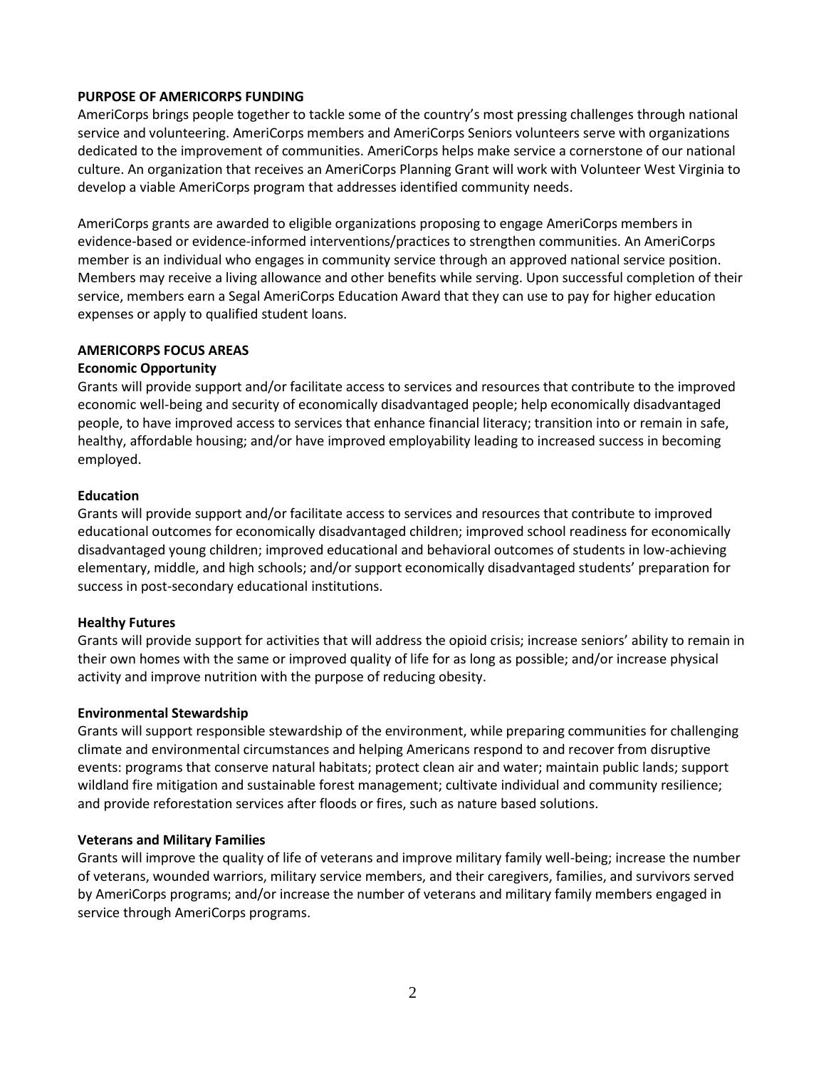## PURPOSE OF AMERICORPS FUNDING

AmeriCorps brings people together to tackle some of the country's most pressing challenges through national service and volunteering. AmeriCorps members and AmeriCorps Seniors volunteers serve with organizations dedicated to the improvement of communities. AmeriCorps helps make service a cornerstone of our national culture. An organization that receives an AmeriCorps Planning Grant will work with Volunteer West Virginia to develop a viable AmeriCorps program that addresses identified community needs.

AmeriCorps grants are awarded to eligible organizations proposing to engage AmeriCorps members in evidence-based or evidence-informed interventions/practices to strengthen communities. An AmeriCorps member is an individual who engages in community service through an approved national service position. Members may receive a living allowance and other benefits while serving. Upon successful completion of their service, members earn a Segal AmeriCorps Education Award that they can use to pay for higher education expenses or apply to qualified student loans.

## AMERICORPS FOCUS AREAS

### Economic Opportunity

Grants will provide support and/or facilitate access to services and resources that contribute to the improved economic well-being and security of economically disadvantaged people; help economically disadvantaged people, to have improved access to services that enhance financial literacy; transition into or remain in safe, healthy, affordable housing; and/or have improved employability leading to increased success in becoming employed.

### Education

Grants will provide support and/or facilitate access to services and resources that contribute to improved educational outcomes for economically disadvantaged children; improved school readiness for economically disadvantaged young children; improved educational and behavioral outcomes of students in low-achieving elementary, middle, and high schools; and/or support economically disadvantaged students' preparation for success in post-secondary educational institutions.

### Healthy Futures

Grants will provide support for activities that will address the opioid crisis; increase seniors' ability to remain in their own homes with the same or improved quality of life for as long as possible; and/or increase physical activity and improve nutrition with the purpose of reducing obesity.

### Environmental Stewardship

Grants will support responsible stewardship of the environment, while preparing communities for challenging climate and environmental circumstances and helping Americans respond to and recover from disruptive events: programs that conserve natural habitats; protect clean air and water; maintain public lands; support wildland fire mitigation and sustainable forest management; cultivate individual and community resilience; and provide reforestation services after floods or fires, such as nature based solutions.

### Veterans and Military Families

Grants will improve the quality of life of veterans and improve military family well-being; increase the number of veterans, wounded warriors, military service members, and their caregivers, families, and survivors served by AmeriCorps programs; and/or increase the number of veterans and military family members engaged in service through AmeriCorps programs.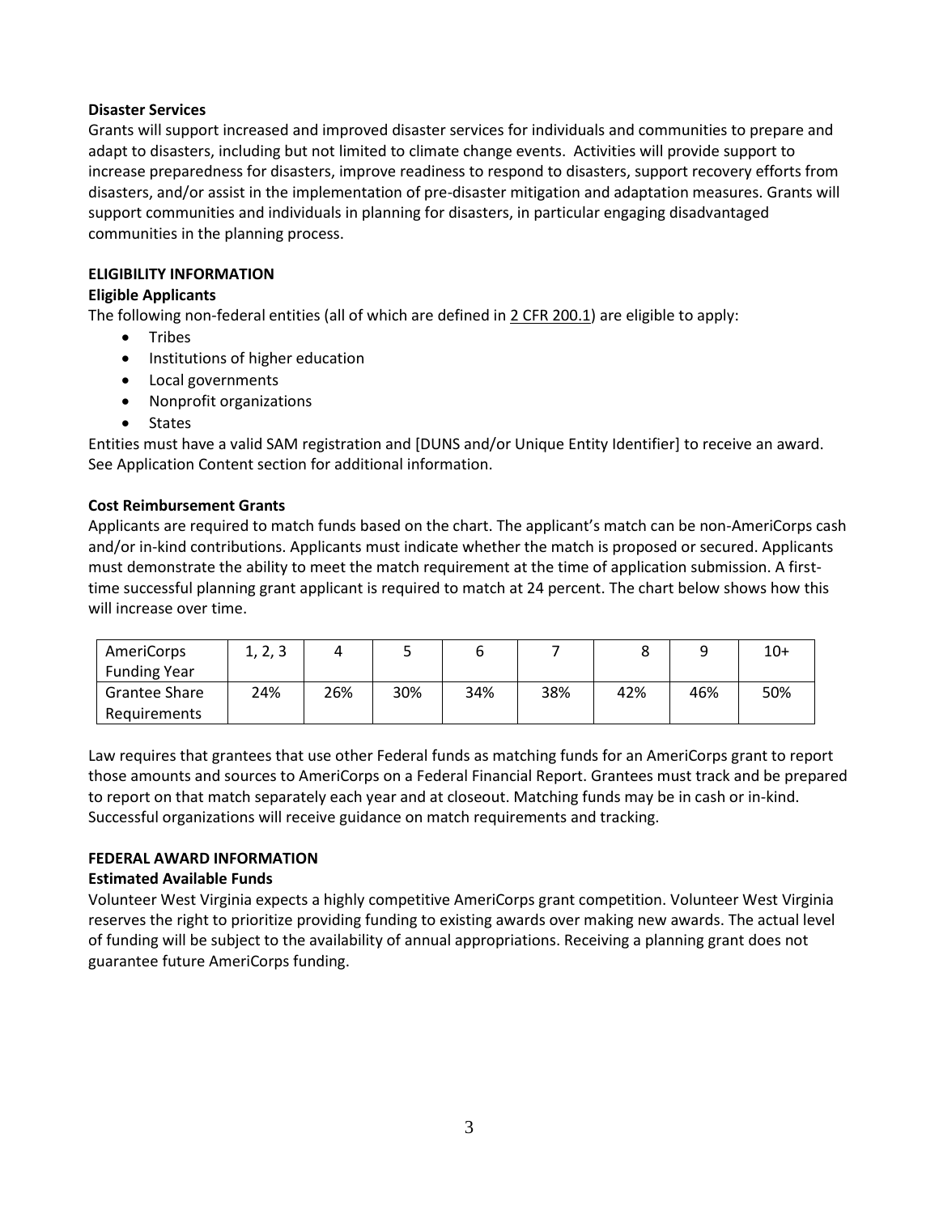**Disaster Services**

Grants will support increased and improved disaster services for individuals and communities to prepare and adapt to disasters, including but not limited to climate change events. Activities will provide support to increase preparedness for disasters, improve readiness to respond to disasters, support recovery efforts from disasters, and/or assist in the implementation of pre-disaster mitigation and adaptation measures. Grants will support communities and individuals in planning for disasters, in particular engaging disadvantaged communities in the planning process.

## ELIGIBILITY INFORMATION

### Eligible Applicants

The following non-federal entities (all of which are defined in 2 CFR 200.1) are eligible to apply:

- Tribes
- Institutions of higher education
- Local governments
- Nonprofit organizations
- States

Entities must have a valid SAM registration and [DUNS and/or Unique Entity Identifier] to receive an award. See Application Content section for additional information.

### Cost Reimbursement Grants

Applicants are required to match funds based on the chart. The applicant's match can be non-AmeriCorps cash and/or in-kind contributions. Applicants must indicate whether the match is proposed or secured. Applicants must demonstrate the ability to meet the match requirement at the time of application submission. A first-time successful planning grant applicant is required to match at 24 percent. The chart below shows how this will increase over time.

| AmeriCorps Funding Year | 1, 2, 3 | 4 | 5 | 6 | 7 | 8 | 9 | 10+ |
|---|---|---|---|---|---|---|---|---|
| Grantee Share Requirements | 24% | 26% | 30% | 34% | 38% | 42% | 46% | 50% |

Law requires that grantees that use other Federal funds as matching funds for an AmeriCorps grant to report those amounts and sources to AmeriCorps on a Federal Financial Report. Grantees must track and be prepared to report on that match separately each year and at closeout. Matching funds may be in cash or in-kind. Successful organizations will receive guidance on match requirements and tracking.

## FEDERAL AWARD INFORMATION

### Estimated Available Funds

Volunteer West Virginia expects a highly competitive AmeriCorps grant competition. Volunteer West Virginia reserves the right to prioritize providing funding to existing awards over making new awards. The actual level of funding will be subject to the availability of annual appropriations. Receiving a planning grant does not guarantee future AmeriCorps funding.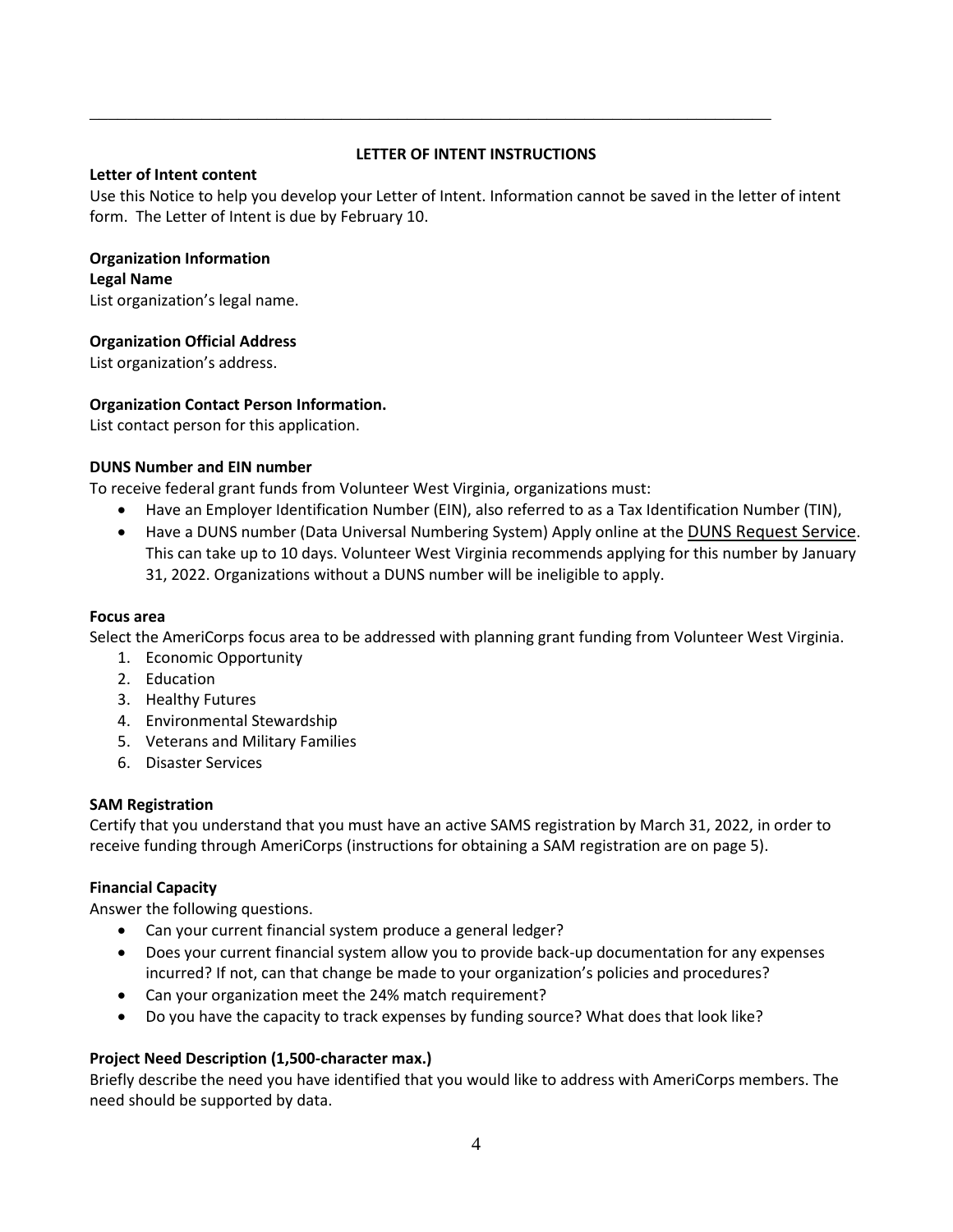## LETTER OF INTENT INSTRUCTIONS

**Letter of Intent content**

Use this Notice to help you develop your Letter of Intent. Information cannot be saved in the letter of intent form. The Letter of Intent is due by February 10.

**Organization Information**

**Legal Name**

List organization's legal name.

**Organization Official Address**

List organization's address.

**Organization Contact Person Information.**

List contact person for this application.

**DUNS Number and EIN number**

To receive federal grant funds from Volunteer West Virginia, organizations must:

- Have an Employer Identification Number (EIN), also referred to as a Tax Identification Number (TIN),
- Have a DUNS number (Data Universal Numbering System) Apply online at the DUNS Request Service. This can take up to 10 days. Volunteer West Virginia recommends applying for this number by January 31, 2022. Organizations without a DUNS number will be ineligible to apply.

**Focus area**

Select the AmeriCorps focus area to be addressed with planning grant funding from Volunteer West Virginia.

1. Economic Opportunity
2. Education
3. Healthy Futures
4. Environmental Stewardship
5. Veterans and Military Families
6. Disaster Services

**SAM Registration**

Certify that you understand that you must have an active SAMS registration by March 31, 2022, in order to receive funding through AmeriCorps (instructions for obtaining a SAM registration are on page 5).

**Financial Capacity**

Answer the following questions.

- Can your current financial system produce a general ledger?
- Does your current financial system allow you to provide back-up documentation for any expenses incurred? If not, can that change be made to your organization's policies and procedures?
- Can your organization meet the 24% match requirement?
- Do you have the capacity to track expenses by funding source? What does that look like?

**Project Need Description (1,500-character max.)**

Briefly describe the need you have identified that you would like to address with AmeriCorps members. The need should be supported by data.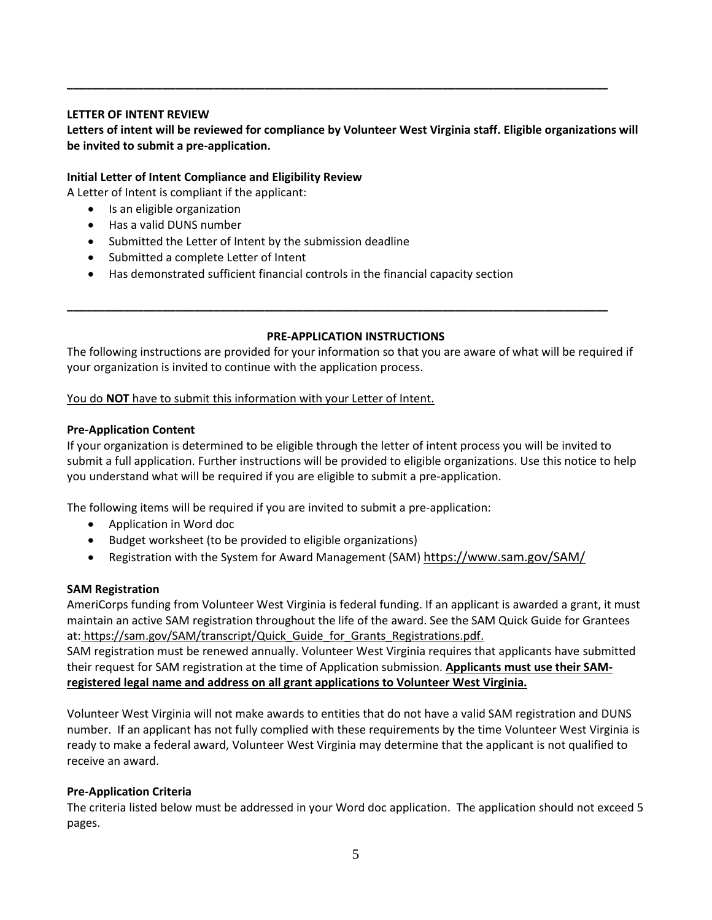---

**LETTER OF INTENT REVIEW**

**Letters of intent will be reviewed for compliance by Volunteer West Virginia staff. Eligible organizations will be invited to submit a pre-application.**

**Initial Letter of Intent Compliance and Eligibility Review**

A Letter of Intent is compliant if the applicant:

- Is an eligible organization
- Has a valid DUNS number
- Submitted the Letter of Intent by the submission deadline
- Submitted a complete Letter of Intent
- Has demonstrated sufficient financial controls in the financial capacity section

---

## PRE-APPLICATION INSTRUCTIONS

The following instructions are provided for your information so that you are aware of what will be required if your organization is invited to continue with the application process.

<u>You do **NOT** have to submit this information with your Letter of Intent.</u>

**Pre-Application Content**

If your organization is determined to be eligible through the letter of intent process you will be invited to submit a full application. Further instructions will be provided to eligible organizations. Use this notice to help you understand what will be required if you are eligible to submit a pre-application.

The following items will be required if you are invited to submit a pre-application:

- Application in Word doc
- Budget worksheet (to be provided to eligible organizations)
- Registration with the System for Award Management (SAM) https://www.sam.gov/SAM/

**SAM Registration**

AmeriCorps funding from Volunteer West Virginia is federal funding. If an applicant is awarded a grant, it must maintain an active SAM registration throughout the life of the award. See the SAM Quick Guide for Grantees at: https://sam.gov/SAM/transcript/Quick_Guide_for_Grants_Registrations.pdf.

SAM registration must be renewed annually. Volunteer West Virginia requires that applicants have submitted their request for SAM registration at the time of Application submission. **<u>Applicants must use their SAM-registered legal name and address on all grant applications to Volunteer West Virginia.</u>**

Volunteer West Virginia will not make awards to entities that do not have a valid SAM registration and DUNS number. If an applicant has not fully complied with these requirements by the time Volunteer West Virginia is ready to make a federal award, Volunteer West Virginia may determine that the applicant is not qualified to receive an award.

**Pre-Application Criteria**

The criteria listed below must be addressed in your Word doc application. The application should not exceed 5 pages.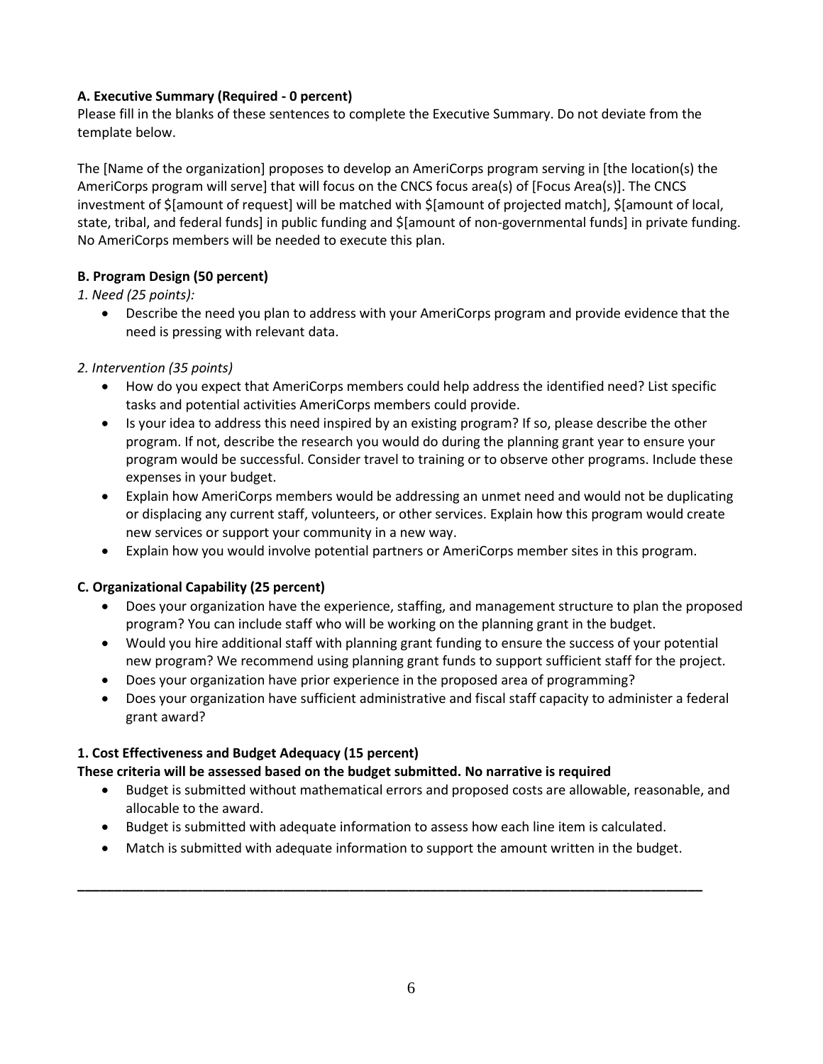**A. Executive Summary (Required - 0 percent)**

Please fill in the blanks of these sentences to complete the Executive Summary. Do not deviate from the template below.

The [Name of the organization] proposes to develop an AmeriCorps program serving in [the location(s) the AmeriCorps program will serve] that will focus on the CNCS focus area(s) of [Focus Area(s)]. The CNCS investment of $[amount of request] will be matched with $[amount of projected match], $[amount of local, state, tribal, and federal funds] in public funding and $[amount of non-governmental funds] in private funding. No AmeriCorps members will be needed to execute this plan.

**B. Program Design (50 percent)**

*1. Need (25 points):*

- Describe the need you plan to address with your AmeriCorps program and provide evidence that the need is pressing with relevant data.

*2. Intervention (35 points)*

- How do you expect that AmeriCorps members could help address the identified need? List specific tasks and potential activities AmeriCorps members could provide.
- Is your idea to address this need inspired by an existing program? If so, please describe the other program. If not, describe the research you would do during the planning grant year to ensure your program would be successful. Consider travel to training or to observe other programs. Include these expenses in your budget.
- Explain how AmeriCorps members would be addressing an unmet need and would not be duplicating or displacing any current staff, volunteers, or other services. Explain how this program would create new services or support your community in a new way.
- Explain how you would involve potential partners or AmeriCorps member sites in this program.

**C. Organizational Capability (25 percent)**

- Does your organization have the experience, staffing, and management structure to plan the proposed program? You can include staff who will be working on the planning grant in the budget.
- Would you hire additional staff with planning grant funding to ensure the success of your potential new program? We recommend using planning grant funds to support sufficient staff for the project.
- Does your organization have prior experience in the proposed area of programming?
- Does your organization have sufficient administrative and fiscal staff capacity to administer a federal grant award?

**1. Cost Effectiveness and Budget Adequacy (15 percent)**

**These criteria will be assessed based on the budget submitted. No narrative is required**

- Budget is submitted without mathematical errors and proposed costs are allowable, reasonable, and allocable to the award.
- Budget is submitted with adequate information to assess how each line item is calculated.
- Match is submitted with adequate information to support the amount written in the budget.

---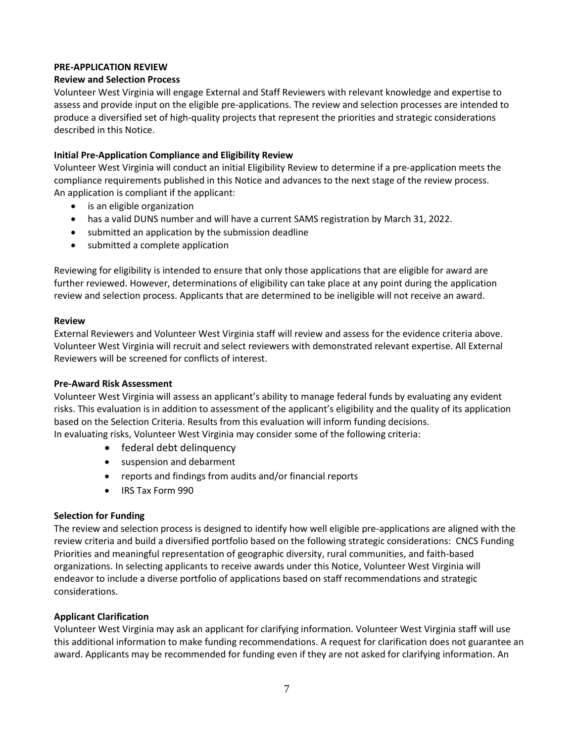**PRE-APPLICATION REVIEW**

**Review and Selection Process**

Volunteer West Virginia will engage External and Staff Reviewers with relevant knowledge and expertise to assess and provide input on the eligible pre-applications. The review and selection processes are intended to produce a diversified set of high-quality projects that represent the priorities and strategic considerations described in this Notice.

**Initial Pre-Application Compliance and Eligibility Review**

Volunteer West Virginia will conduct an initial Eligibility Review to determine if a pre-application meets the compliance requirements published in this Notice and advances to the next stage of the review process. An application is compliant if the applicant:

- is an eligible organization
- has a valid DUNS number and will have a current SAMS registration by March 31, 2022.
- submitted an application by the submission deadline
- submitted a complete application

Reviewing for eligibility is intended to ensure that only those applications that are eligible for award are further reviewed. However, determinations of eligibility can take place at any point during the application review and selection process. Applicants that are determined to be ineligible will not receive an award.

**Review**

External Reviewers and Volunteer West Virginia staff will review and assess for the evidence criteria above. Volunteer West Virginia will recruit and select reviewers with demonstrated relevant expertise. All External Reviewers will be screened for conflicts of interest.

**Pre-Award Risk Assessment**

Volunteer West Virginia will assess an applicant's ability to manage federal funds by evaluating any evident risks. This evaluation is in addition to assessment of the applicant's eligibility and the quality of its application based on the Selection Criteria. Results from this evaluation will inform funding decisions.
In evaluating risks, Volunteer West Virginia may consider some of the following criteria:

- federal debt delinquency
- suspension and debarment
- reports and findings from audits and/or financial reports
- IRS Tax Form 990

**Selection for Funding**

The review and selection process is designed to identify how well eligible pre-applications are aligned with the review criteria and build a diversified portfolio based on the following strategic considerations: CNCS Funding Priorities and meaningful representation of geographic diversity, rural communities, and faith-based organizations. In selecting applicants to receive awards under this Notice, Volunteer West Virginia will endeavor to include a diverse portfolio of applications based on staff recommendations and strategic considerations.

**Applicant Clarification**

Volunteer West Virginia may ask an applicant for clarifying information. Volunteer West Virginia staff will use this additional information to make funding recommendations. A request for clarification does not guarantee an award. Applicants may be recommended for funding even if they are not asked for clarifying information. An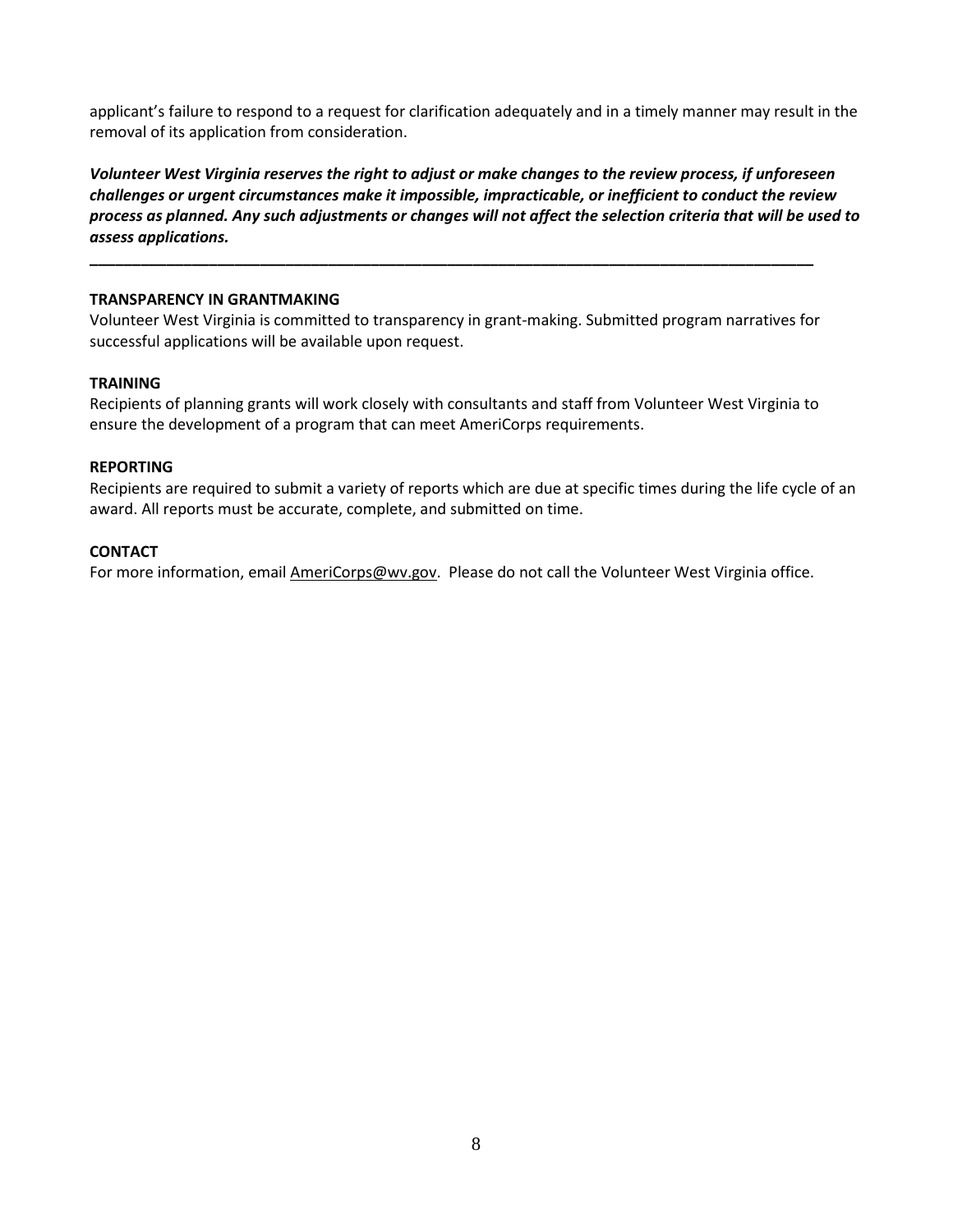applicant's failure to respond to a request for clarification adequately and in a timely manner may result in the removal of its application from consideration.

***Volunteer West Virginia reserves the right to adjust or make changes to the review process, if unforeseen challenges or urgent circumstances make it impossible, impracticable, or inefficient to conduct the review process as planned. Any such adjustments or changes will not affect the selection criteria that will be used to assess applications.***

---

**TRANSPARENCY IN GRANTMAKING**

Volunteer West Virginia is committed to transparency in grant-making. Submitted program narratives for successful applications will be available upon request.

**TRAINING**

Recipients of planning grants will work closely with consultants and staff from Volunteer West Virginia to ensure the development of a program that can meet AmeriCorps requirements.

**REPORTING**

Recipients are required to submit a variety of reports which are due at specific times during the life cycle of an award. All reports must be accurate, complete, and submitted on time.

**CONTACT**

For more information, email AmeriCorps@wv.gov. Please do not call the Volunteer West Virginia office.